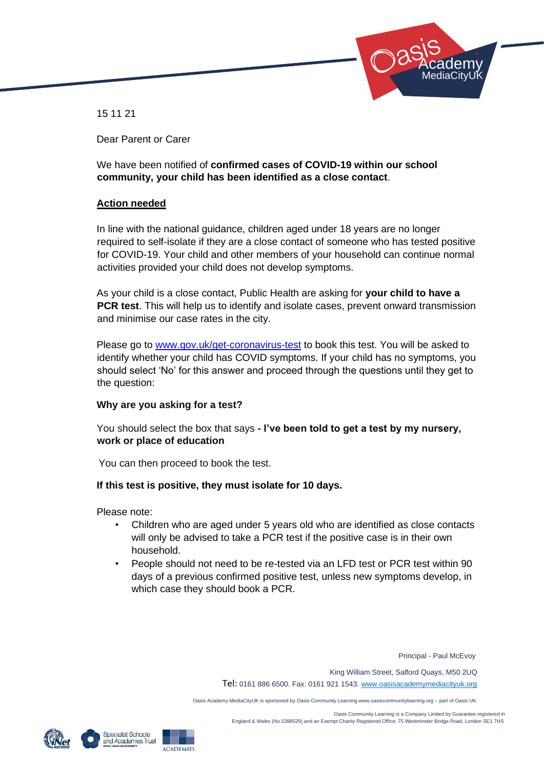15 11 21

Dear Parent or Carer

We have been notified of **confirmed cases of COVID-19 within our school community, your child has been identified as a close contact**.

**<u>Action needed</u>**

In line with the national guidance, children aged under 18 years are no longer required to self-isolate if they are a close contact of someone who has tested positive for COVID-19. Your child and other members of your household can continue normal activities provided your child does not develop symptoms.

As your child is a close contact, Public Health are asking for **your child to have a PCR test**. This will help us to identify and isolate cases, prevent onward transmission and minimise our case rates in the city.

Please go to [www.gov.uk/get-coronavirus-test](www.gov.uk/get-coronavirus-test) to book this test. You will be asked to identify whether your child has COVID symptoms. If your child has no symptoms, you should select 'No' for this answer and proceed through the questions until they get to the question:

**Why are you asking for a test?**

You should select the box that says **- I've been told to get a test by my nursery, work or place of education**

You can then proceed to book the test.

**If this test is positive, they must isolate for 10 days.**

Please note:

- Children who are aged under 5 years old who are identified as close contacts will only be advised to take a PCR test if the positive case is in their own household.
- People should not need to be re-tested via an LFD test or PCR test within 90 days of a previous confirmed positive test, unless new symptoms develop, in which case they should book a PCR.

Principal - Paul McEvoy

King William Street, Salford Quays, M50 2UQ

Tel: 0161 886 6500. Fax: 0161 921 1543. [www.oasisacademymediacityuk.org](www.oasisacademymediacityuk.org)

Oasis Academy MediaCityUK is sponsored by Oasis Community Learning www.oasiscommunitylearning.org – part of Oasis UK.

Oasis Community Learning is a Company Limited by Guarantee registered in England & Wales (No.5398529) and an Exempt Charity Registered Office: 75 Westminster Bridge Road, London SE1 7HS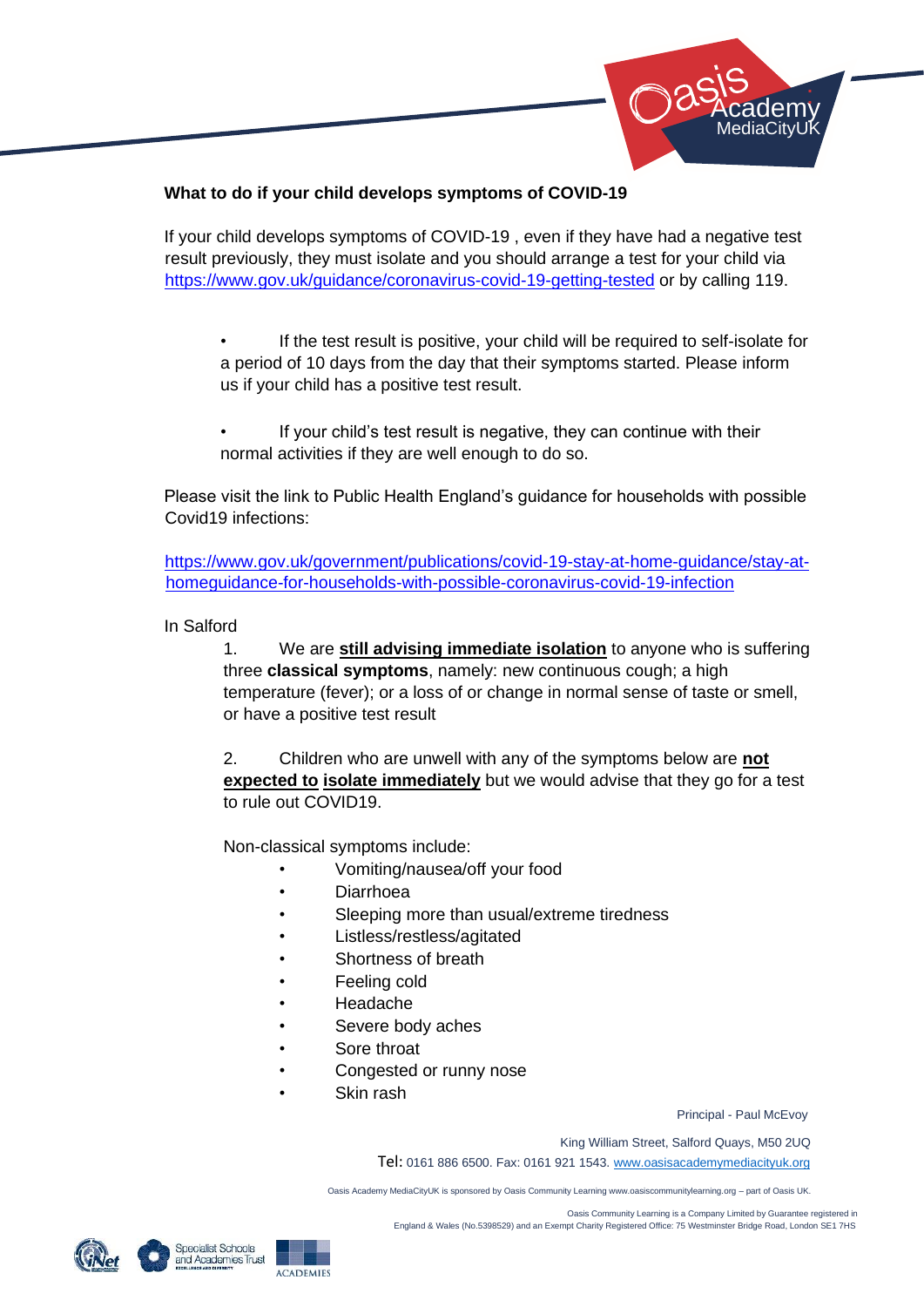**What to do if your child develops symptoms of COVID-19**

If your child develops symptoms of COVID-19 , even if they have had a negative test result previously, they must isolate and you should arrange a test for your child via https://www.gov.uk/guidance/coronavirus-covid-19-getting-tested or by calling 119.

- If the test result is positive, your child will be required to self-isolate for a period of 10 days from the day that their symptoms started. Please inform us if your child has a positive test result.
- If your child's test result is negative, they can continue with their normal activities if they are well enough to do so.

Please visit the link to Public Health England's guidance for households with possible Covid19 infections:

https://www.gov.uk/government/publications/covid-19-stay-at-home-guidance/stay-at-homeguidance-for-households-with-possible-coronavirus-covid-19-infection

In Salford

1. We are **still advising immediate isolation** to anyone who is suffering three **classical symptoms**, namely: new continuous cough; a high temperature (fever); or a loss of or change in normal sense of taste or smell, or have a positive test result

2. Children who are unwell with any of the symptoms below are **not expected to isolate immediately** but we would advise that they go for a test to rule out COVID19.

Non-classical symptoms include:

- Vomiting/nausea/off your food
- Diarrhoea
- Sleeping more than usual/extreme tiredness
- Listless/restless/agitated
- Shortness of breath
- Feeling cold
- Headache
- Severe body aches
- Sore throat
- Congested or runny nose
- Skin rash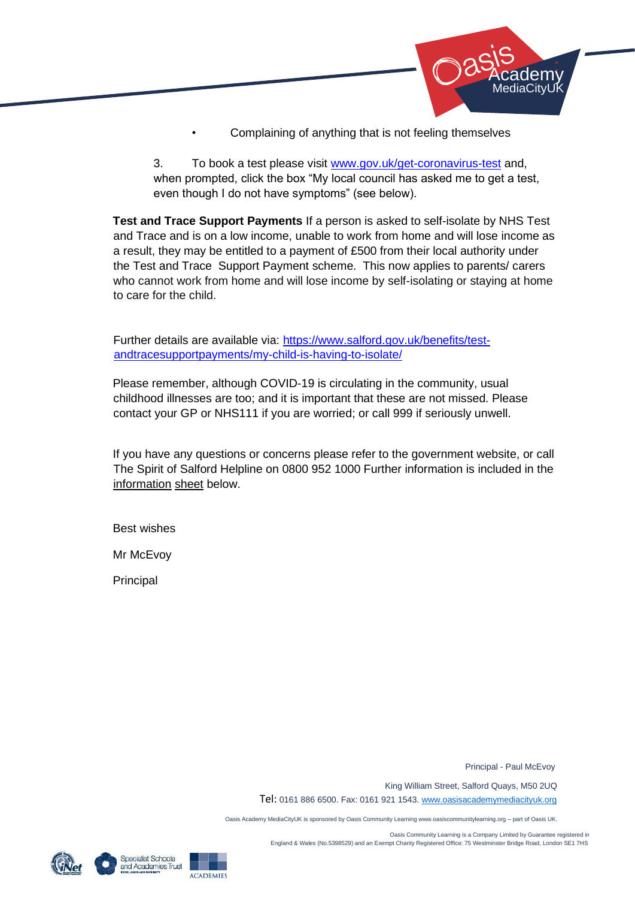- Complaining of anything that is not feeling themselves

3. To book a test please visit www.gov.uk/get-coronavirus-test and, when prompted, click the box "My local council has asked me to get a test, even though I do not have symptoms" (see below).

**Test and Trace Support Payments** If a person is asked to self-isolate by NHS Test and Trace and is on a low income, unable to work from home and will lose income as a result, they may be entitled to a payment of £500 from their local authority under the Test and Trace Support Payment scheme. This now applies to parents/ carers who cannot work from home and will lose income by self-isolating or staying at home to care for the child.

Further details are available via: https://www.salford.gov.uk/benefits/test-andtracesupportpayments/my-child-is-having-to-isolate/

Please remember, although COVID-19 is circulating in the community, usual childhood illnesses are too; and it is important that these are not missed. Please contact your GP or NHS111 if you are worried; or call 999 if seriously unwell.

If you have any questions or concerns please refer to the government website, or call The Spirit of Salford Helpline on 0800 952 1000 Further information is included in the information sheet below.

Best wishes

Mr McEvoy

Principal

Principal - Paul McEvoy

King William Street, Salford Quays, M50 2UQ

Tel: 0161 886 6500. Fax: 0161 921 1543. www.oasisacademymediacityuk.org

Oasis Academy MediaCityUK is sponsored by Oasis Community Learning www.oasiscommunitylearning.org – part of Oasis UK.

Oasis Community Learning is a Company Limited by Guarantee registered in England & Wales (No.5398529) and an Exempt Charity Registered Office: 75 Westminster Bridge Road, London SE1 7HS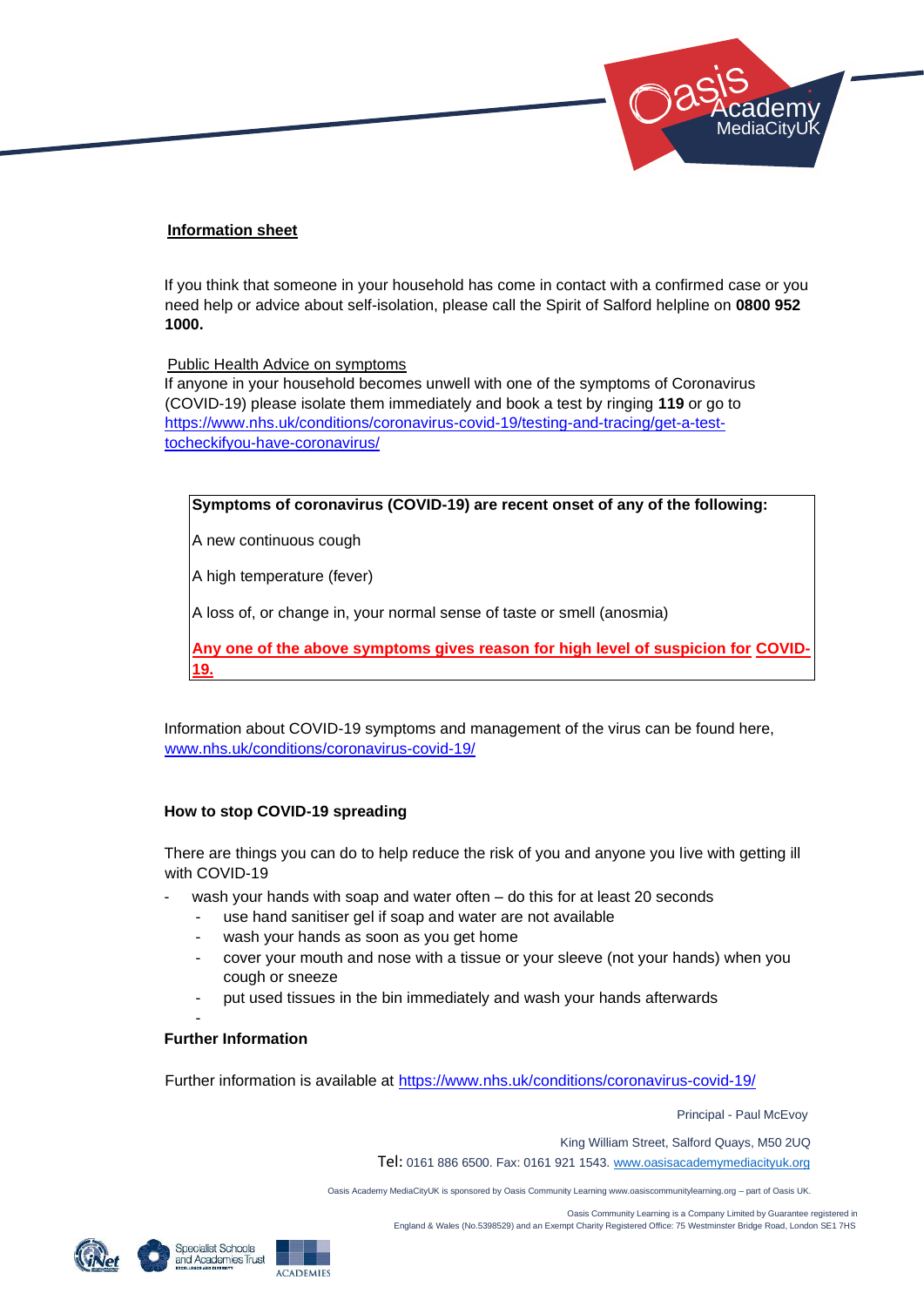**Information sheet**

If you think that someone in your household has come in contact with a confirmed case or you need help or advice about self-isolation, please call the Spirit of Salford helpline on **0800 952 1000.**

Public Health Advice on symptoms

If anyone in your household becomes unwell with one of the symptoms of Coronavirus (COVID-19) please isolate them immediately and book a test by ringing **119** or go to https://www.nhs.uk/conditions/coronavirus-covid-19/testing-and-tracing/get-a-test-tocheckifyou-have-coronavirus/

**Symptoms of coronavirus (COVID-19) are recent onset of any of the following:**

A new continuous cough

A high temperature (fever)

A loss of, or change in, your normal sense of taste or smell (anosmia)

**Any one of the above symptoms gives reason for high level of suspicion for COVID-19.**

Information about COVID-19 symptoms and management of the virus can be found here, www.nhs.uk/conditions/coronavirus-covid-19/

**How to stop COVID-19 spreading**

There are things you can do to help reduce the risk of you and anyone you live with getting ill with COVID-19

- wash your hands with soap and water often – do this for at least 20 seconds
    - use hand sanitiser gel if soap and water are not available
    - wash your hands as soon as you get home
    - cover your mouth and nose with a tissue or your sleeve (not your hands) when you cough or sneeze
    - put used tissues in the bin immediately and wash your hands afterwards

**Further Information**

Further information is available at https://www.nhs.uk/conditions/coronavirus-covid-19/

Principal - Paul McEvoy

King William Street, Salford Quays, M50 2UQ

Tel: 0161 886 6500. Fax: 0161 921 1543. www.oasisacademymediacityuk.org

Oasis Academy MediaCityUK is sponsored by Oasis Community Learning www.oasiscommunitylearning.org – part of Oasis UK.

Oasis Community Learning is a Company Limited by Guarantee registered in England & Wales (No.5398529) and an Exempt Charity Registered Office: 75 Westminster Bridge Road, London SE1 7HS